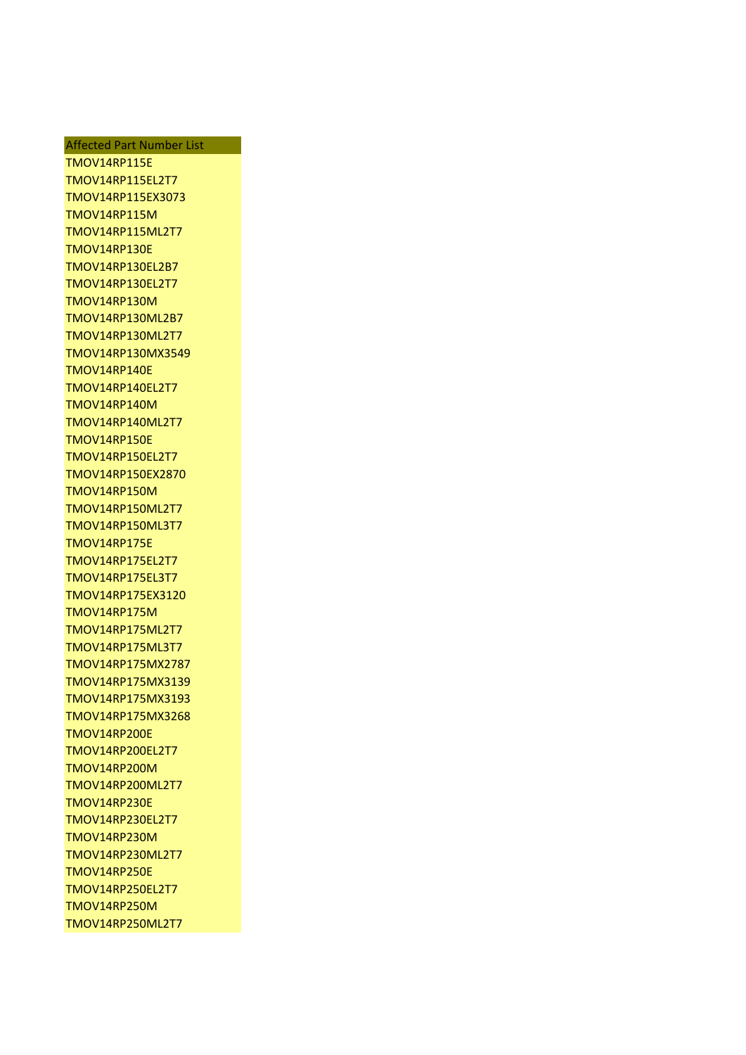| Affected Part Number List |
|---|
| TMOV14RP115E |
| TMOV14RP115EL2T7 |
| TMOV14RP115EX3073 |
| TMOV14RP115M |
| TMOV14RP115ML2T7 |
| TMOV14RP130E |
| TMOV14RP130EL2B7 |
| TMOV14RP130EL2T7 |
| TMOV14RP130M |
| TMOV14RP130ML2B7 |
| TMOV14RP130ML2T7 |
| TMOV14RP130MX3549 |
| TMOV14RP140E |
| TMOV14RP140EL2T7 |
| TMOV14RP140M |
| TMOV14RP140ML2T7 |
| TMOV14RP150E |
| TMOV14RP150EL2T7 |
| TMOV14RP150EX2870 |
| TMOV14RP150M |
| TMOV14RP150ML2T7 |
| TMOV14RP150ML3T7 |
| TMOV14RP175E |
| TMOV14RP175EL2T7 |
| TMOV14RP175EL3T7 |
| TMOV14RP175EX3120 |
| TMOV14RP175M |
| TMOV14RP175ML2T7 |
| TMOV14RP175ML3T7 |
| TMOV14RP175MX2787 |
| TMOV14RP175MX3139 |
| TMOV14RP175MX3193 |
| TMOV14RP175MX3268 |
| TMOV14RP200E |
| TMOV14RP200EL2T7 |
| TMOV14RP200M |
| TMOV14RP200ML2T7 |
| TMOV14RP230E |
| TMOV14RP230EL2T7 |
| TMOV14RP230M |
| TMOV14RP230ML2T7 |
| TMOV14RP250E |
| TMOV14RP250EL2T7 |
| TMOV14RP250M |
| TMOV14RP250ML2T7 |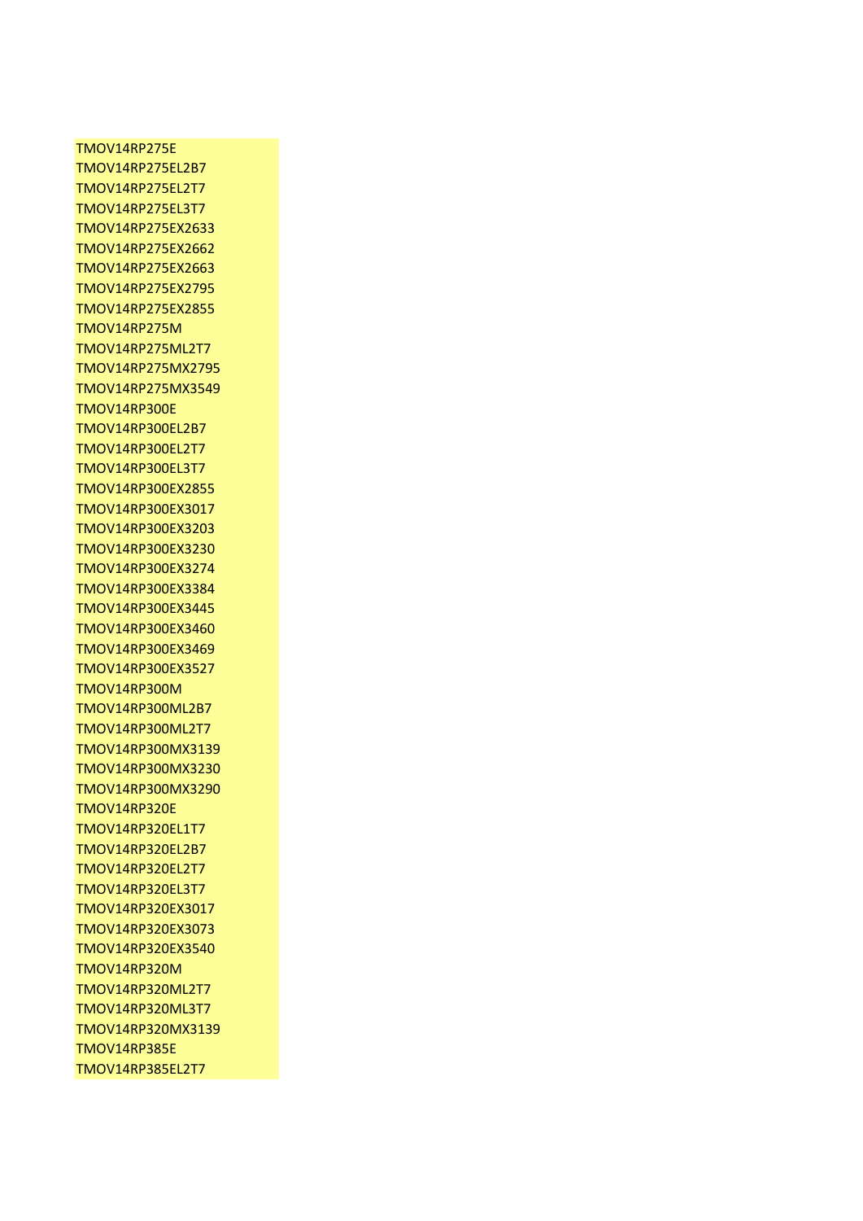TMOV14RP275E
TMOV14RP275EL2B7
TMOV14RP275EL2T7
TMOV14RP275EL3T7
TMOV14RP275EX2633
TMOV14RP275EX2662
TMOV14RP275EX2663
TMOV14RP275EX2795
TMOV14RP275EX2855
TMOV14RP275M
TMOV14RP275ML2T7
TMOV14RP275MX2795
TMOV14RP275MX3549
TMOV14RP300E
TMOV14RP300EL2B7
TMOV14RP300EL2T7
TMOV14RP300EL3T7
TMOV14RP300EX2855
TMOV14RP300EX3017
TMOV14RP300EX3203
TMOV14RP300EX3230
TMOV14RP300EX3274
TMOV14RP300EX3384
TMOV14RP300EX3445
TMOV14RP300EX3460
TMOV14RP300EX3469
TMOV14RP300EX3527
TMOV14RP300M
TMOV14RP300ML2B7
TMOV14RP300ML2T7
TMOV14RP300MX3139
TMOV14RP300MX3230
TMOV14RP300MX3290
TMOV14RP320E
TMOV14RP320EL1T7
TMOV14RP320EL2B7
TMOV14RP320EL2T7
TMOV14RP320EL3T7
TMOV14RP320EX3017
TMOV14RP320EX3073
TMOV14RP320EX3540
TMOV14RP320M
TMOV14RP320ML2T7
TMOV14RP320ML3T7
TMOV14RP320MX3139
TMOV14RP385E
TMOV14RP385EL2T7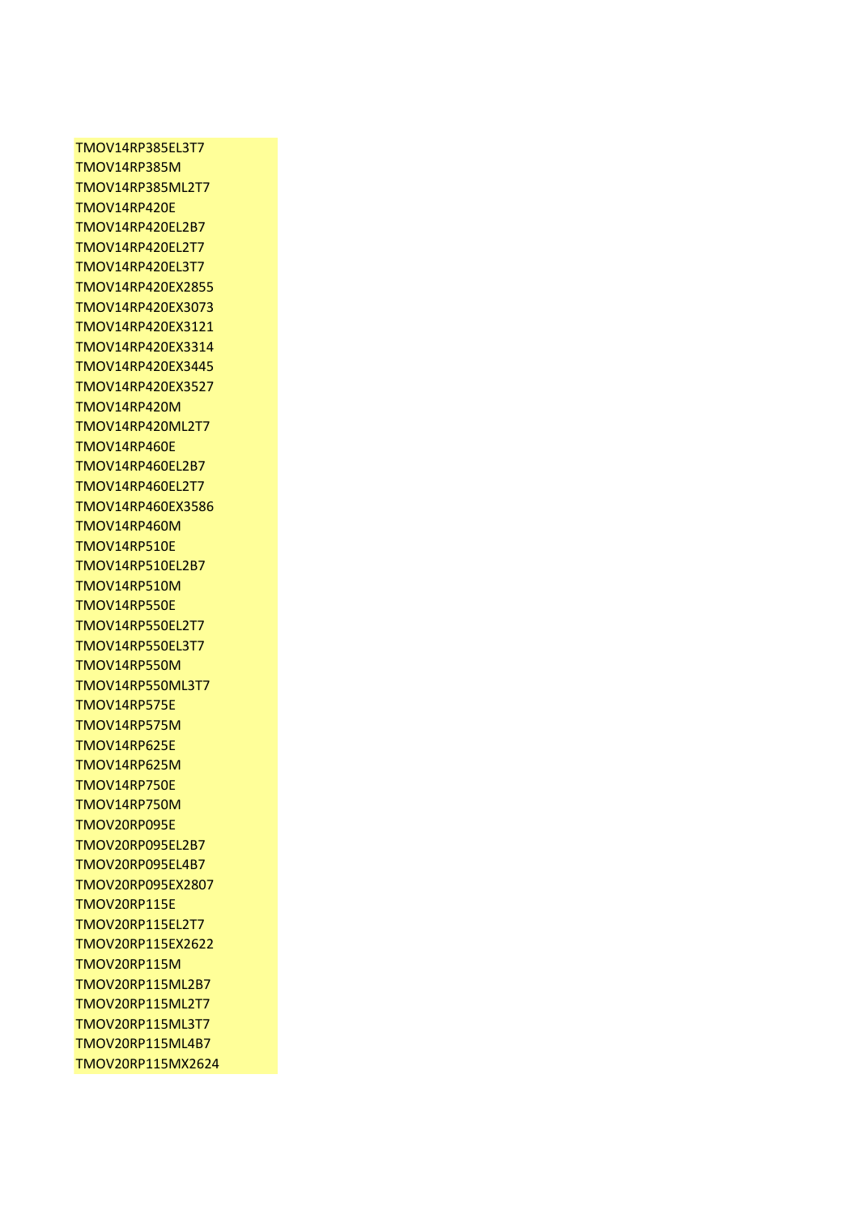TMOV14RP385EL3T7
TMOV14RP385M
TMOV14RP385ML2T7
TMOV14RP420E
TMOV14RP420EL2B7
TMOV14RP420EL2T7
TMOV14RP420EL3T7
TMOV14RP420EX2855
TMOV14RP420EX3073
TMOV14RP420EX3121
TMOV14RP420EX3314
TMOV14RP420EX3445
TMOV14RP420EX3527
TMOV14RP420M
TMOV14RP420ML2T7
TMOV14RP460E
TMOV14RP460EL2B7
TMOV14RP460EL2T7
TMOV14RP460EX3586
TMOV14RP460M
TMOV14RP510E
TMOV14RP510EL2B7
TMOV14RP510M
TMOV14RP550E
TMOV14RP550EL2T7
TMOV14RP550EL3T7
TMOV14RP550M
TMOV14RP550ML3T7
TMOV14RP575E
TMOV14RP575M
TMOV14RP625E
TMOV14RP625M
TMOV14RP750E
TMOV14RP750M
TMOV20RP095E
TMOV20RP095EL2B7
TMOV20RP095EL4B7
TMOV20RP095EX2807
TMOV20RP115E
TMOV20RP115EL2T7
TMOV20RP115EX2622
TMOV20RP115M
TMOV20RP115ML2B7
TMOV20RP115ML2T7
TMOV20RP115ML3T7
TMOV20RP115ML4B7
TMOV20RP115MX2624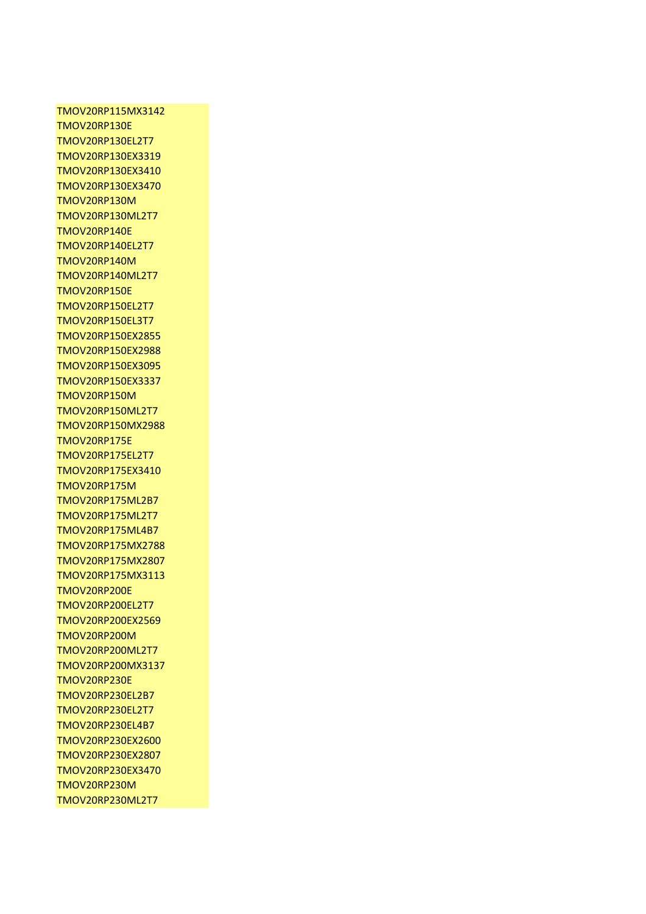TMOV20RP115MX3142
TMOV20RP130E
TMOV20RP130EL2T7
TMOV20RP130EX3319
TMOV20RP130EX3410
TMOV20RP130EX3470
TMOV20RP130M
TMOV20RP130ML2T7
TMOV20RP140E
TMOV20RP140EL2T7
TMOV20RP140M
TMOV20RP140ML2T7
TMOV20RP150E
TMOV20RP150EL2T7
TMOV20RP150EL3T7
TMOV20RP150EX2855
TMOV20RP150EX2988
TMOV20RP150EX3095
TMOV20RP150EX3337
TMOV20RP150M
TMOV20RP150ML2T7
TMOV20RP150MX2988
TMOV20RP175E
TMOV20RP175EL2T7
TMOV20RP175EX3410
TMOV20RP175M
TMOV20RP175ML2B7
TMOV20RP175ML2T7
TMOV20RP175ML4B7
TMOV20RP175MX2788
TMOV20RP175MX2807
TMOV20RP175MX3113
TMOV20RP200E
TMOV20RP200EL2T7
TMOV20RP200EX2569
TMOV20RP200M
TMOV20RP200ML2T7
TMOV20RP200MX3137
TMOV20RP230E
TMOV20RP230EL2B7
TMOV20RP230EL2T7
TMOV20RP230EL4B7
TMOV20RP230EX2600
TMOV20RP230EX2807
TMOV20RP230EX3470
TMOV20RP230M
TMOV20RP230ML2T7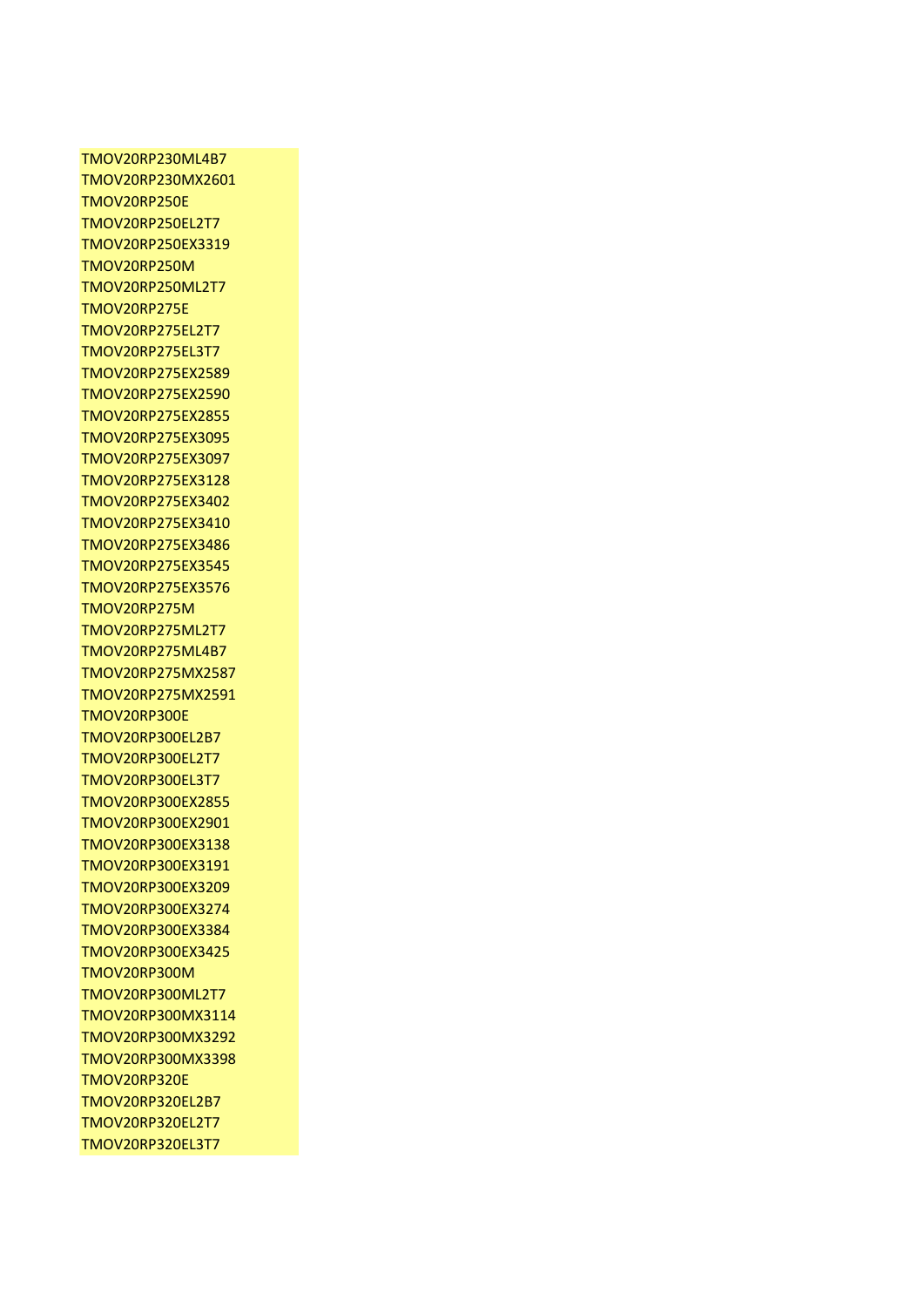TMOV20RP230ML4B7
TMOV20RP230MX2601
TMOV20RP250E
TMOV20RP250EL2T7
TMOV20RP250EX3319
TMOV20RP250M
TMOV20RP250ML2T7
TMOV20RP275E
TMOV20RP275EL2T7
TMOV20RP275EL3T7
TMOV20RP275EX2589
TMOV20RP275EX2590
TMOV20RP275EX2855
TMOV20RP275EX3095
TMOV20RP275EX3097
TMOV20RP275EX3128
TMOV20RP275EX3402
TMOV20RP275EX3410
TMOV20RP275EX3486
TMOV20RP275EX3545
TMOV20RP275EX3576
TMOV20RP275M
TMOV20RP275ML2T7
TMOV20RP275ML4B7
TMOV20RP275MX2587
TMOV20RP275MX2591
TMOV20RP300E
TMOV20RP300EL2B7
TMOV20RP300EL2T7
TMOV20RP300EL3T7
TMOV20RP300EX2855
TMOV20RP300EX2901
TMOV20RP300EX3138
TMOV20RP300EX3191
TMOV20RP300EX3209
TMOV20RP300EX3274
TMOV20RP300EX3384
TMOV20RP300EX3425
TMOV20RP300M
TMOV20RP300ML2T7
TMOV20RP300MX3114
TMOV20RP300MX3292
TMOV20RP300MX3398
TMOV20RP320E
TMOV20RP320EL2B7
TMOV20RP320EL2T7
TMOV20RP320EL3T7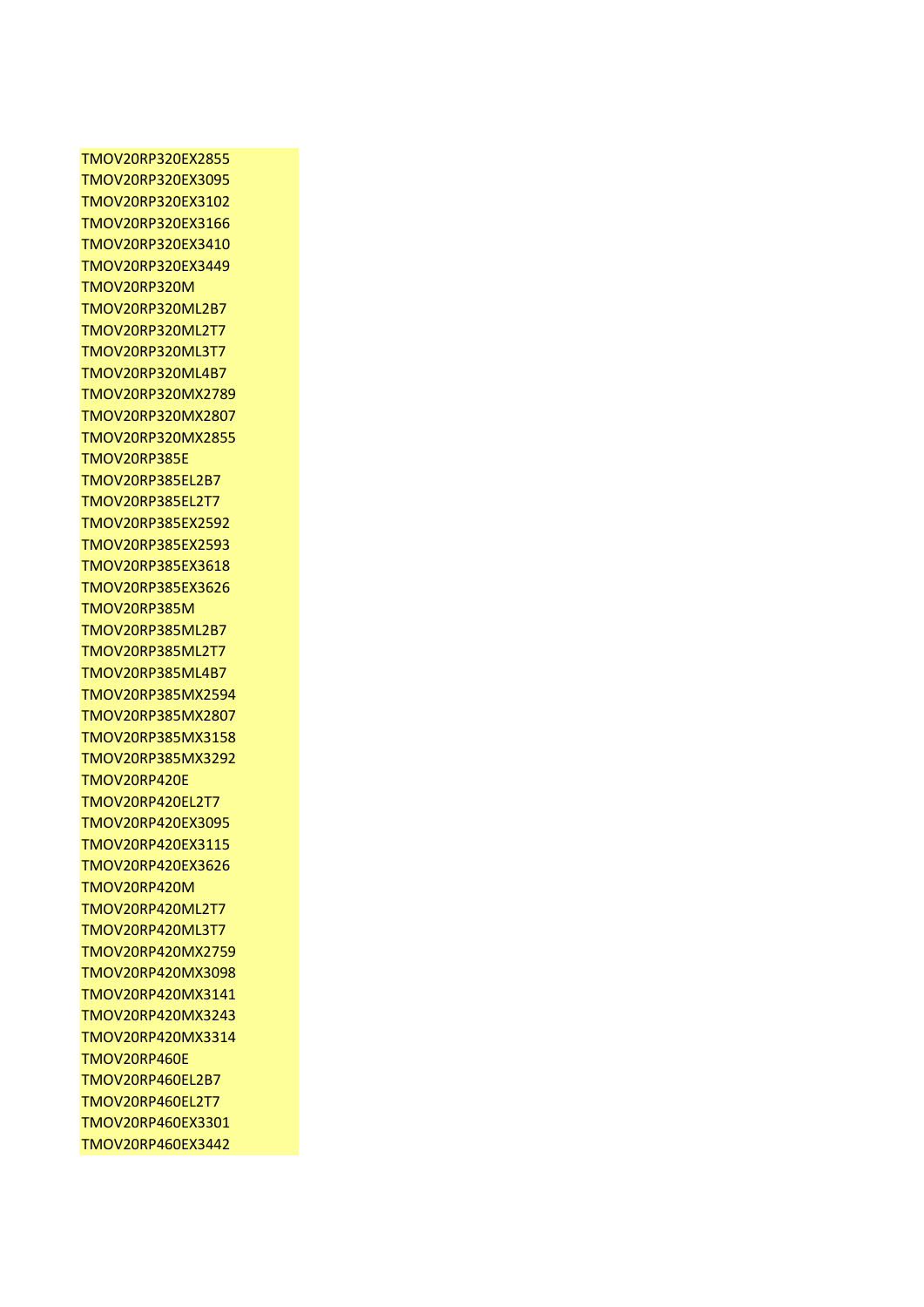TMOV20RP320EX2855
TMOV20RP320EX3095
TMOV20RP320EX3102
TMOV20RP320EX3166
TMOV20RP320EX3410
TMOV20RP320EX3449
TMOV20RP320M
TMOV20RP320ML2B7
TMOV20RP320ML2T7
TMOV20RP320ML3T7
TMOV20RP320ML4B7
TMOV20RP320MX2789
TMOV20RP320MX2807
TMOV20RP320MX2855
TMOV20RP385E
TMOV20RP385EL2B7
TMOV20RP385EL2T7
TMOV20RP385EX2592
TMOV20RP385EX2593
TMOV20RP385EX3618
TMOV20RP385EX3626
TMOV20RP385M
TMOV20RP385ML2B7
TMOV20RP385ML2T7
TMOV20RP385ML4B7
TMOV20RP385MX2594
TMOV20RP385MX2807
TMOV20RP385MX3158
TMOV20RP385MX3292
TMOV20RP420E
TMOV20RP420EL2T7
TMOV20RP420EX3095
TMOV20RP420EX3115
TMOV20RP420EX3626
TMOV20RP420M
TMOV20RP420ML2T7
TMOV20RP420ML3T7
TMOV20RP420MX2759
TMOV20RP420MX3098
TMOV20RP420MX3141
TMOV20RP420MX3243
TMOV20RP420MX3314
TMOV20RP460E
TMOV20RP460EL2B7
TMOV20RP460EL2T7
TMOV20RP460EX3301
TMOV20RP460EX3442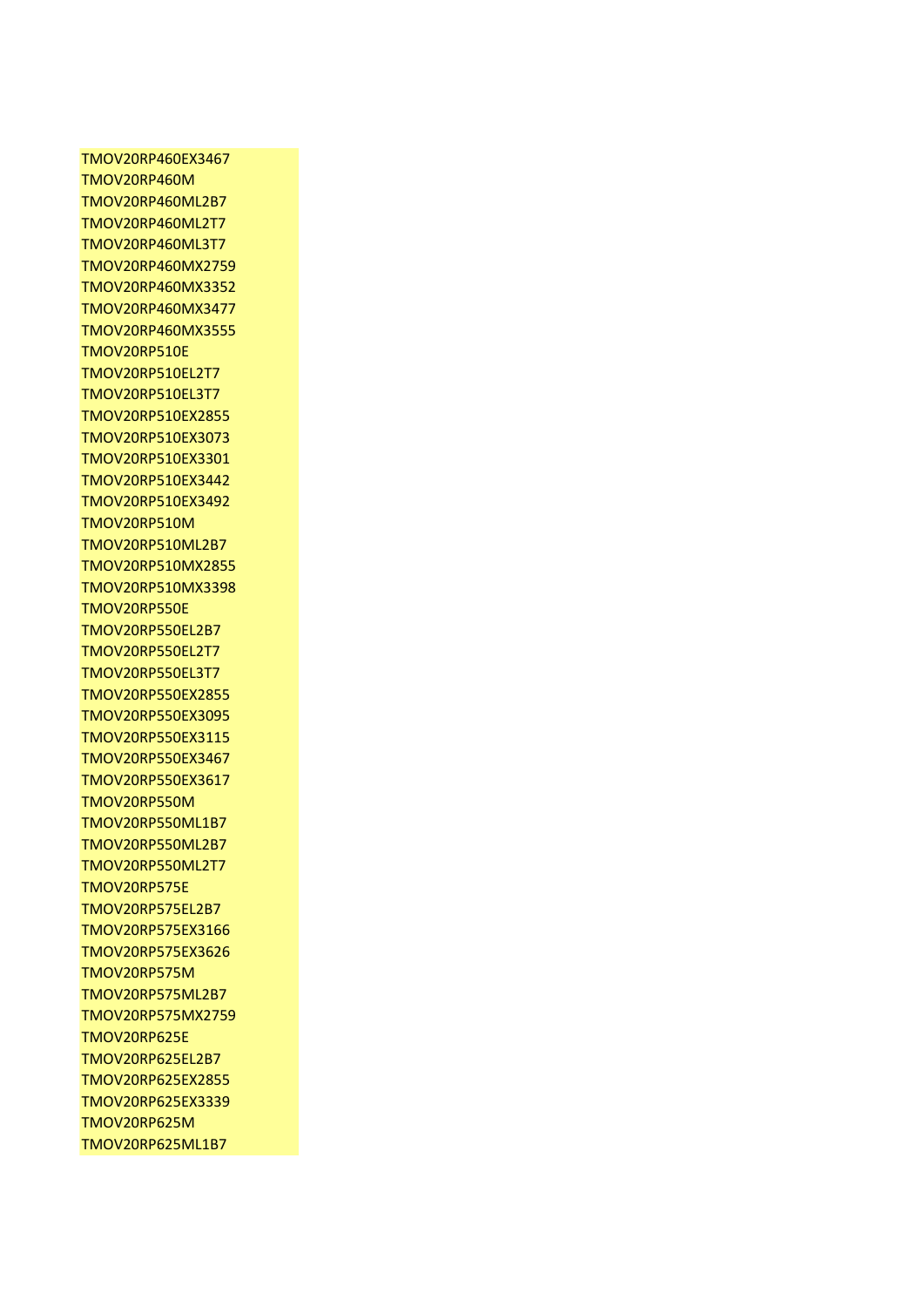TMOV20RP460EX3467
TMOV20RP460M
TMOV20RP460ML2B7
TMOV20RP460ML2T7
TMOV20RP460ML3T7
TMOV20RP460MX2759
TMOV20RP460MX3352
TMOV20RP460MX3477
TMOV20RP460MX3555
TMOV20RP510E
TMOV20RP510EL2T7
TMOV20RP510EL3T7
TMOV20RP510EX2855
TMOV20RP510EX3073
TMOV20RP510EX3301
TMOV20RP510EX3442
TMOV20RP510EX3492
TMOV20RP510M
TMOV20RP510ML2B7
TMOV20RP510MX2855
TMOV20RP510MX3398
TMOV20RP550E
TMOV20RP550EL2B7
TMOV20RP550EL2T7
TMOV20RP550EL3T7
TMOV20RP550EX2855
TMOV20RP550EX3095
TMOV20RP550EX3115
TMOV20RP550EX3467
TMOV20RP550EX3617
TMOV20RP550M
TMOV20RP550ML1B7
TMOV20RP550ML2B7
TMOV20RP550ML2T7
TMOV20RP575E
TMOV20RP575EL2B7
TMOV20RP575EX3166
TMOV20RP575EX3626
TMOV20RP575M
TMOV20RP575ML2B7
TMOV20RP575MX2759
TMOV20RP625E
TMOV20RP625EL2B7
TMOV20RP625EX2855
TMOV20RP625EX3339
TMOV20RP625M
TMOV20RP625ML1B7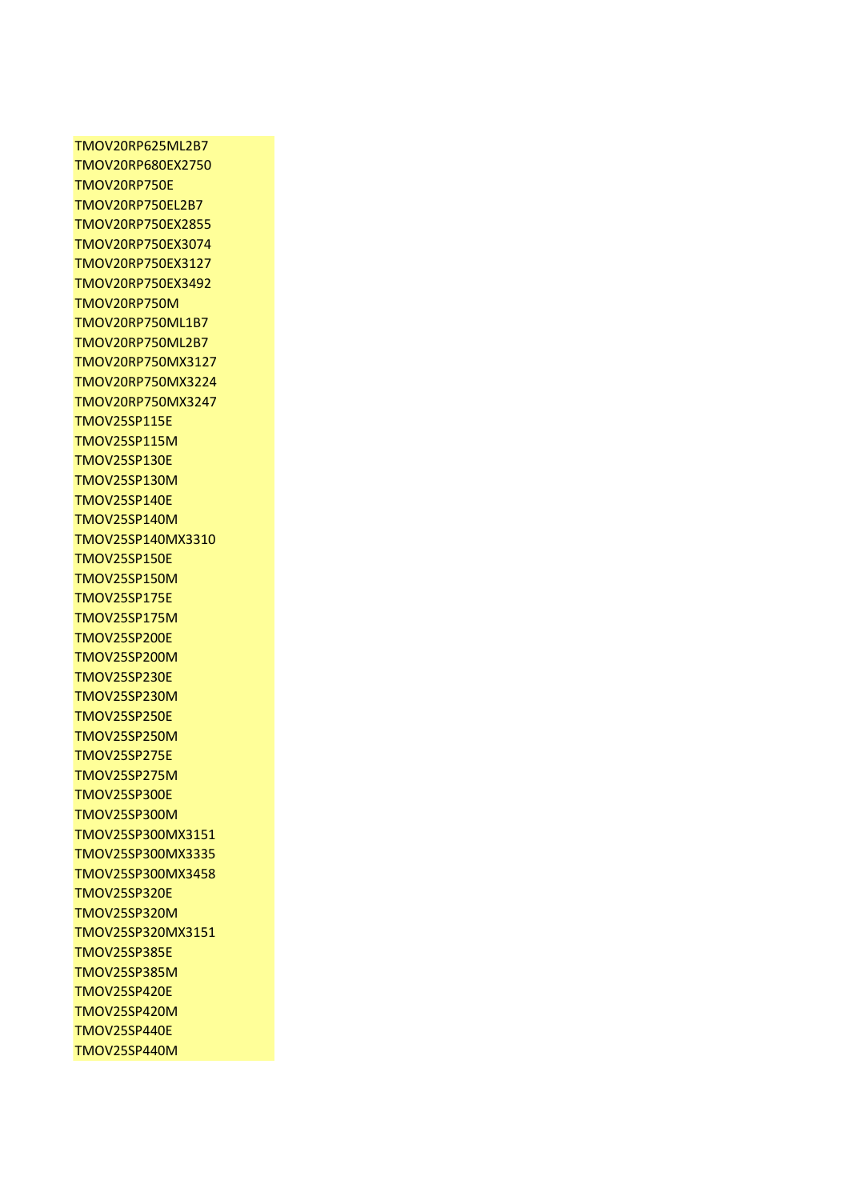TMOV20RP625ML2B7
TMOV20RP680EX2750
TMOV20RP750E
TMOV20RP750EL2B7
TMOV20RP750EX2855
TMOV20RP750EX3074
TMOV20RP750EX3127
TMOV20RP750EX3492
TMOV20RP750M
TMOV20RP750ML1B7
TMOV20RP750ML2B7
TMOV20RP750MX3127
TMOV20RP750MX3224
TMOV20RP750MX3247
TMOV25SP115E
TMOV25SP115M
TMOV25SP130E
TMOV25SP130M
TMOV25SP140E
TMOV25SP140M
TMOV25SP140MX3310
TMOV25SP150E
TMOV25SP150M
TMOV25SP175E
TMOV25SP175M
TMOV25SP200E
TMOV25SP200M
TMOV25SP230E
TMOV25SP230M
TMOV25SP250E
TMOV25SP250M
TMOV25SP275E
TMOV25SP275M
TMOV25SP300E
TMOV25SP300M
TMOV25SP300MX3151
TMOV25SP300MX3335
TMOV25SP300MX3458
TMOV25SP320E
TMOV25SP320M
TMOV25SP320MX3151
TMOV25SP385E
TMOV25SP385M
TMOV25SP420E
TMOV25SP420M
TMOV25SP440E
TMOV25SP440M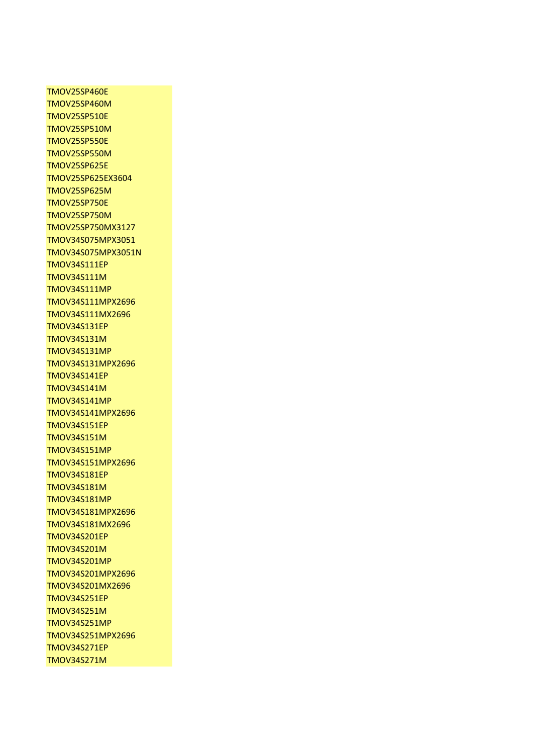TMOV25SP460E
TMOV25SP460M
TMOV25SP510E
TMOV25SP510M
TMOV25SP550E
TMOV25SP550M
TMOV25SP625E
TMOV25SP625EX3604
TMOV25SP625M
TMOV25SP750E
TMOV25SP750M
TMOV25SP750MX3127
TMOV34S075MPX3051
TMOV34S075MPX3051N
TMOV34S111EP
TMOV34S111M
TMOV34S111MP
TMOV34S111MPX2696
TMOV34S111MX2696
TMOV34S131EP
TMOV34S131M
TMOV34S131MP
TMOV34S131MPX2696
TMOV34S141EP
TMOV34S141M
TMOV34S141MP
TMOV34S141MPX2696
TMOV34S151EP
TMOV34S151M
TMOV34S151MP
TMOV34S151MPX2696
TMOV34S181EP
TMOV34S181M
TMOV34S181MP
TMOV34S181MPX2696
TMOV34S181MX2696
TMOV34S201EP
TMOV34S201M
TMOV34S201MP
TMOV34S201MPX2696
TMOV34S201MX2696
TMOV34S251EP
TMOV34S251M
TMOV34S251MP
TMOV34S251MPX2696
TMOV34S271EP
TMOV34S271M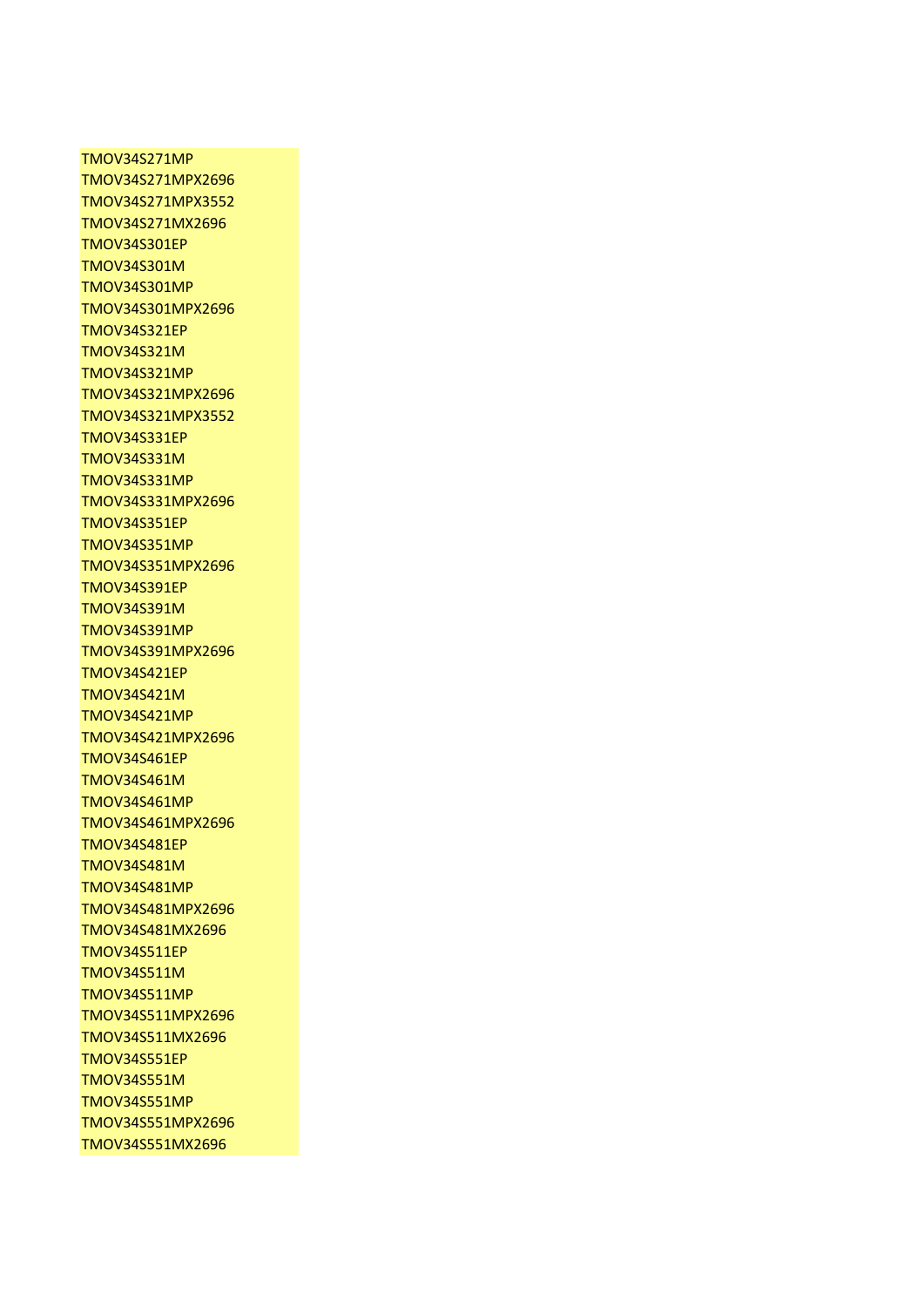TMOV34S271MP
TMOV34S271MPX2696
TMOV34S271MPX3552
TMOV34S271MX2696
TMOV34S301EP
TMOV34S301M
TMOV34S301MP
TMOV34S301MPX2696
TMOV34S321EP
TMOV34S321M
TMOV34S321MP
TMOV34S321MPX2696
TMOV34S321MPX3552
TMOV34S331EP
TMOV34S331M
TMOV34S331MP
TMOV34S331MPX2696
TMOV34S351EP
TMOV34S351MP
TMOV34S351MPX2696
TMOV34S391EP
TMOV34S391M
TMOV34S391MP
TMOV34S391MPX2696
TMOV34S421EP
TMOV34S421M
TMOV34S421MP
TMOV34S421MPX2696
TMOV34S461EP
TMOV34S461M
TMOV34S461MP
TMOV34S461MPX2696
TMOV34S481EP
TMOV34S481M
TMOV34S481MP
TMOV34S481MPX2696
TMOV34S481MX2696
TMOV34S511EP
TMOV34S511M
TMOV34S511MP
TMOV34S511MPX2696
TMOV34S511MX2696
TMOV34S551EP
TMOV34S551M
TMOV34S551MP
TMOV34S551MPX2696
TMOV34S551MX2696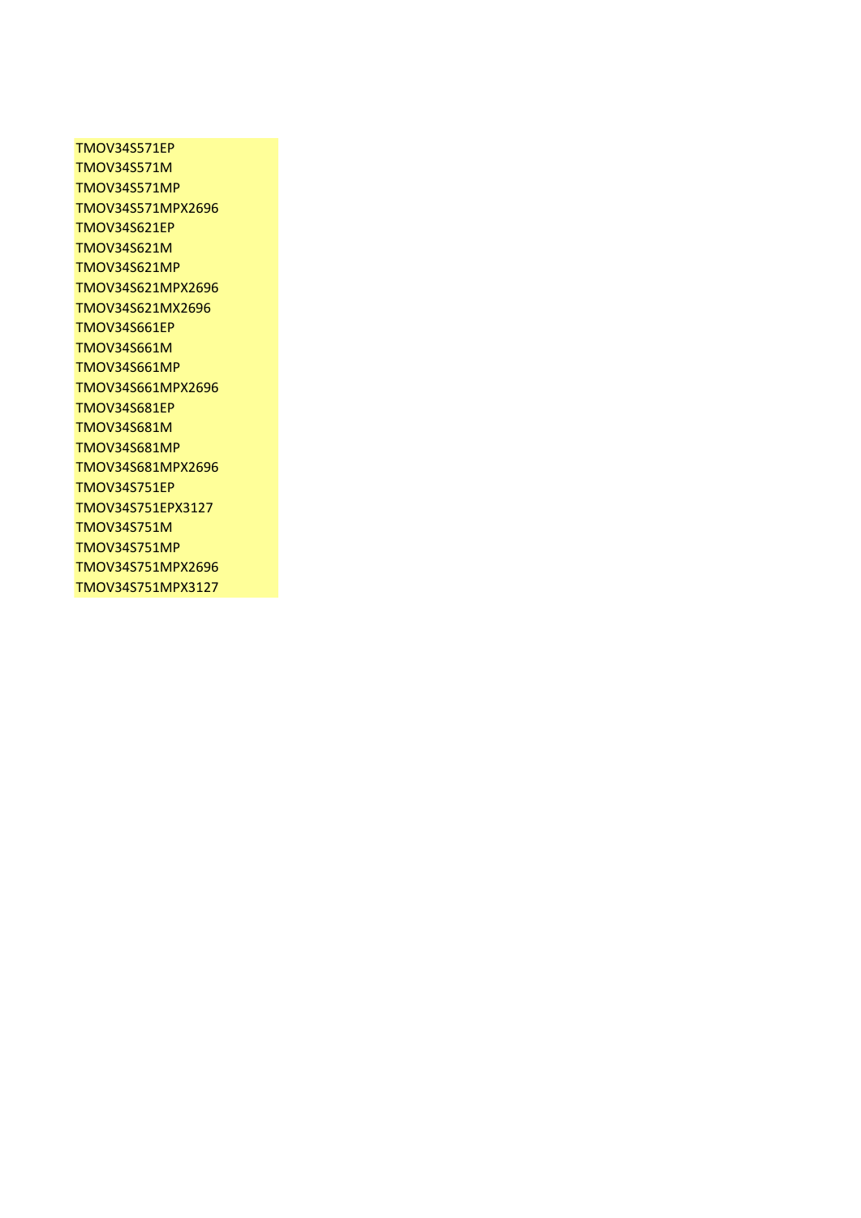TMOV34S571EP
TMOV34S571M
TMOV34S571MP
TMOV34S571MPX2696
TMOV34S621EP
TMOV34S621M
TMOV34S621MP
TMOV34S621MPX2696
TMOV34S621MX2696
TMOV34S661EP
TMOV34S661M
TMOV34S661MP
TMOV34S661MPX2696
TMOV34S681EP
TMOV34S681M
TMOV34S681MP
TMOV34S681MPX2696
TMOV34S751EP
TMOV34S751EPX3127
TMOV34S751M
TMOV34S751MP
TMOV34S751MPX2696
TMOV34S751MPX3127